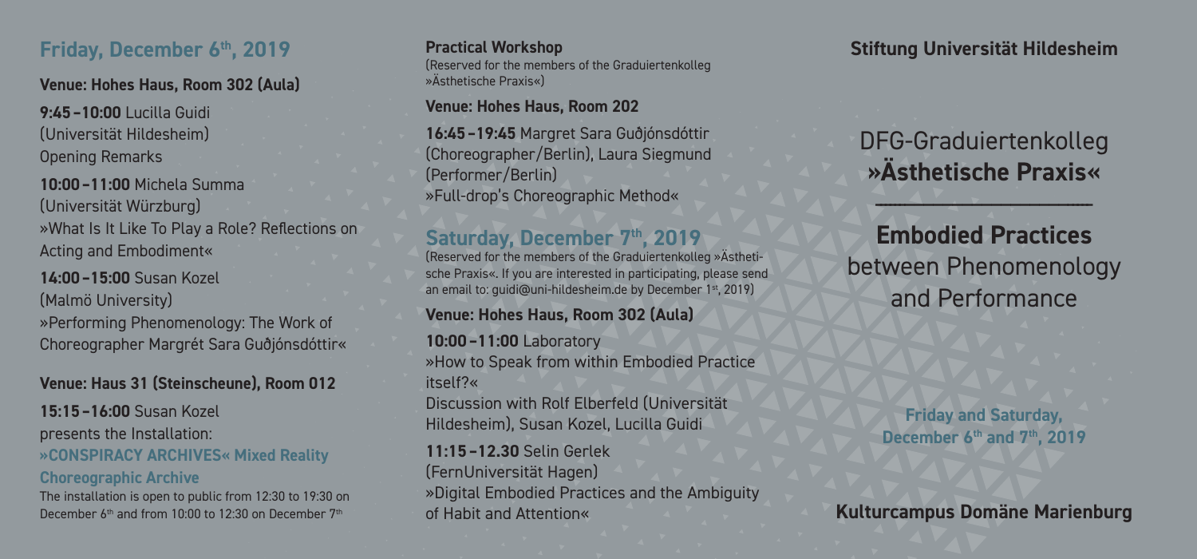## Friday, December 6th, 2019

**Venue: Hohes Haus, Room 302 (Aula)**

**9:45 – 10:00** Lucilla Guidi
(Universität Hildesheim)
Opening Remarks

**10:00 – 11:00** Michela Summa
(Universität Würzburg)
»What Is It Like To Play a Role? Reflections on Acting and Embodiment«

**14:00 – 15:00** Susan Kozel
(Malmö University)
»Performing Phenomenology: The Work of Choreographer Margrét Sara Guðjónsdóttir«

**Venue: Haus 31 (Steinscheune), Room 012**

**15:15 – 16:00** Susan Kozel
presents the Installation:
**»CONSPIRACY ARCHIVES« Mixed Reality Choreographic Archive**
The installation is open to public from 12:30 to 19:30 on December 6th and from 10:00 to 12:30 on December 7th

**Practical Workshop**
(Reserved for the members of the Graduiertenkolleg »Ästhetische Praxis«)

**Venue: Hohes Haus, Room 202**

**16:45 – 19:45** Margret Sara Guðjónsdóttir (Choreographer/Berlin), Laura Siegmund (Performer/Berlin)
»Full-drop's Choreographic Method«

## Saturday, December 7th, 2019

(Reserved for the members of the Graduiertenkolleg »Ästhetische Praxis«. If you are interested in participating, please send an email to: guidi@uni-hildesheim.de by December 1st, 2019)

**Venue: Hohes Haus, Room 302 (Aula)**

**10:00 – 11:00** Laboratory
»How to Speak from within Embodied Practice itself?«
Discussion with Rolf Elberfeld (Universität Hildesheim), Susan Kozel, Lucilla Guidi

**11:15 – 12.30** Selin Gerlek
(FernUniversität Hagen)
»Digital Embodied Practices and the Ambiguity of Habit and Attention«

**Stiftung Universität Hildesheim**

# DFG-Graduiertenkolleg **»Ästhetische Praxis«**

## **Embodied Practices** between Phenomenology and Performance

**Friday and Saturday, December 6th and 7th, 2019**

**Kulturcampus Domäne Marienburg**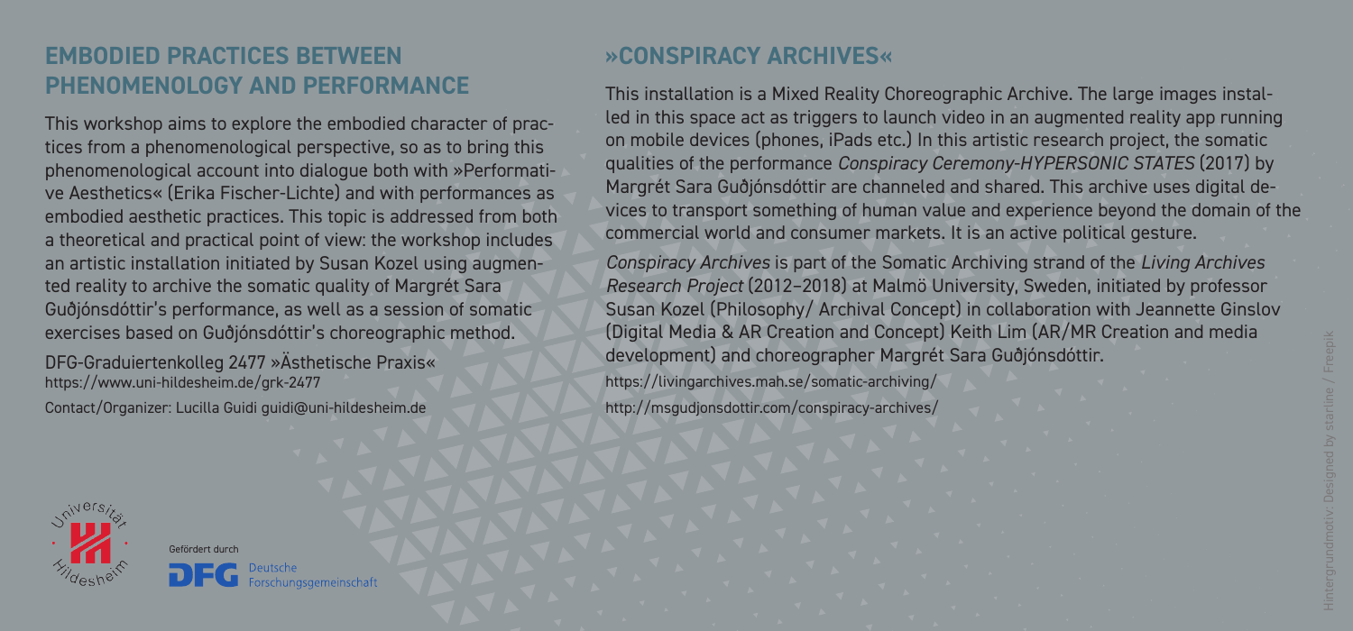## EMBODIED PRACTICES BETWEEN PHENOMENOLOGY AND PERFORMANCE

This workshop aims to explore the embodied character of practices from a phenomenological perspective, so as to bring this phenomenological account into dialogue both with »Performative Aesthetics« (Erika Fischer-Lichte) and with performances as embodied aesthetic practices. This topic is addressed from both a theoretical and practical point of view: the workshop includes an artistic installation initiated by Susan Kozel using augmented reality to archive the somatic quality of Margrét Sara Guðjónsdóttir's performance, as well as a session of somatic exercises based on Guðjónsdóttir's choreographic method.

DFG-Graduiertenkolleg 2477 »Ästhetische Praxis«
https://www.uni-hildesheim.de/grk-2477

Contact/Organizer: Lucilla Guidi guidi@uni-hildesheim.de

## »CONSPIRACY ARCHIVES«

This installation is a Mixed Reality Choreographic Archive. The large images installed in this space act as triggers to launch video in an augmented reality app running on mobile devices (phones, iPads etc.) In this artistic research project, the somatic qualities of the performance *Conspiracy Ceremony-HYPERSONIC STATES* (2017) by Margrét Sara Guðjónsdóttir are channeled and shared. This archive uses digital devices to transport something of human value and experience beyond the domain of the commercial world and consumer markets. It is an active political gesture.

*Conspiracy Archives* is part of the Somatic Archiving strand of the *Living Archives Research Project* (2012–2018) at Malmö University, Sweden, initiated by professor Susan Kozel (Philosophy/ Archival Concept) in collaboration with Jeannette Ginslov (Digital Media & AR Creation and Concept) Keith Lim (AR/MR Creation and media development) and choreographer Margrét Sara Guðjónsdóttir.

https://livingarchives.mah.se/somatic-archiving/

http://msgudjonsdottir.com/conspiracy-archives/

Universität Hildesheim

Gefördert durch DFG Deutsche Forschungsgemeinschaft

Hintergrundmotiv: Designed by starline / Freepik